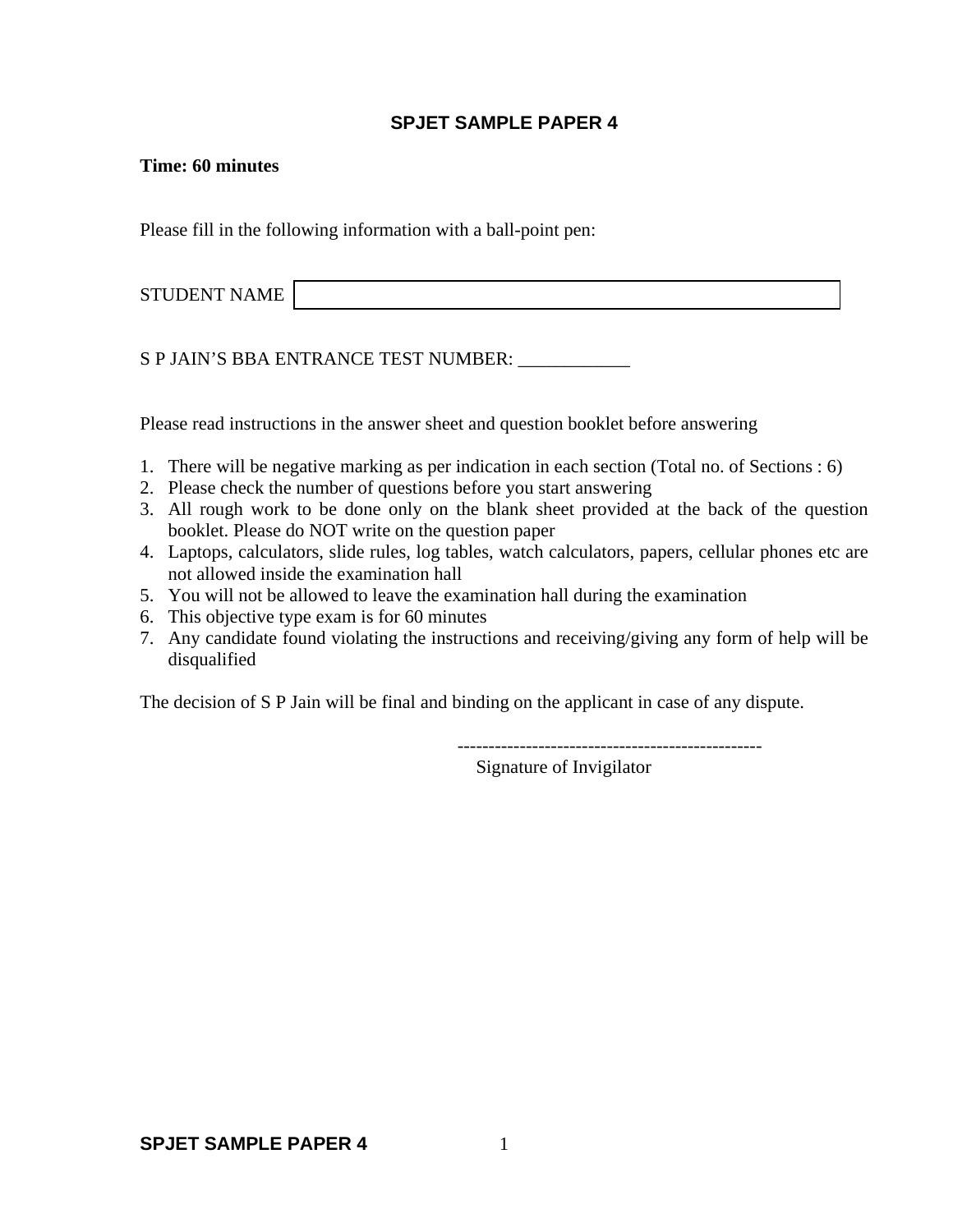# SPJET SAMPLE PAPER 4

**Time: 60 minutes**

Please fill in the following information with a ball-point pen:

STUDENT NAME ____________________________________________

S P JAIN'S BBA ENTRANCE TEST NUMBER: ____________

Please read instructions in the answer sheet and question booklet before answering

1. There will be negative marking as per indication in each section (Total no. of Sections : 6)
2. Please check the number of questions before you start answering
3. All rough work to be done only on the blank sheet provided at the back of the question booklet. Please do NOT write on the question paper
4. Laptops, calculators, slide rules, log tables, watch calculators, papers, cellular phones etc are not allowed inside the examination hall
5. You will not be allowed to leave the examination hall during the examination
6. This objective type exam is for 60 minutes
7. Any candidate found violating the instructions and receiving/giving any form of help will be disqualified

The decision of S P Jain will be final and binding on the applicant in case of any dispute.

-------------------------------------------------

Signature of Invigilator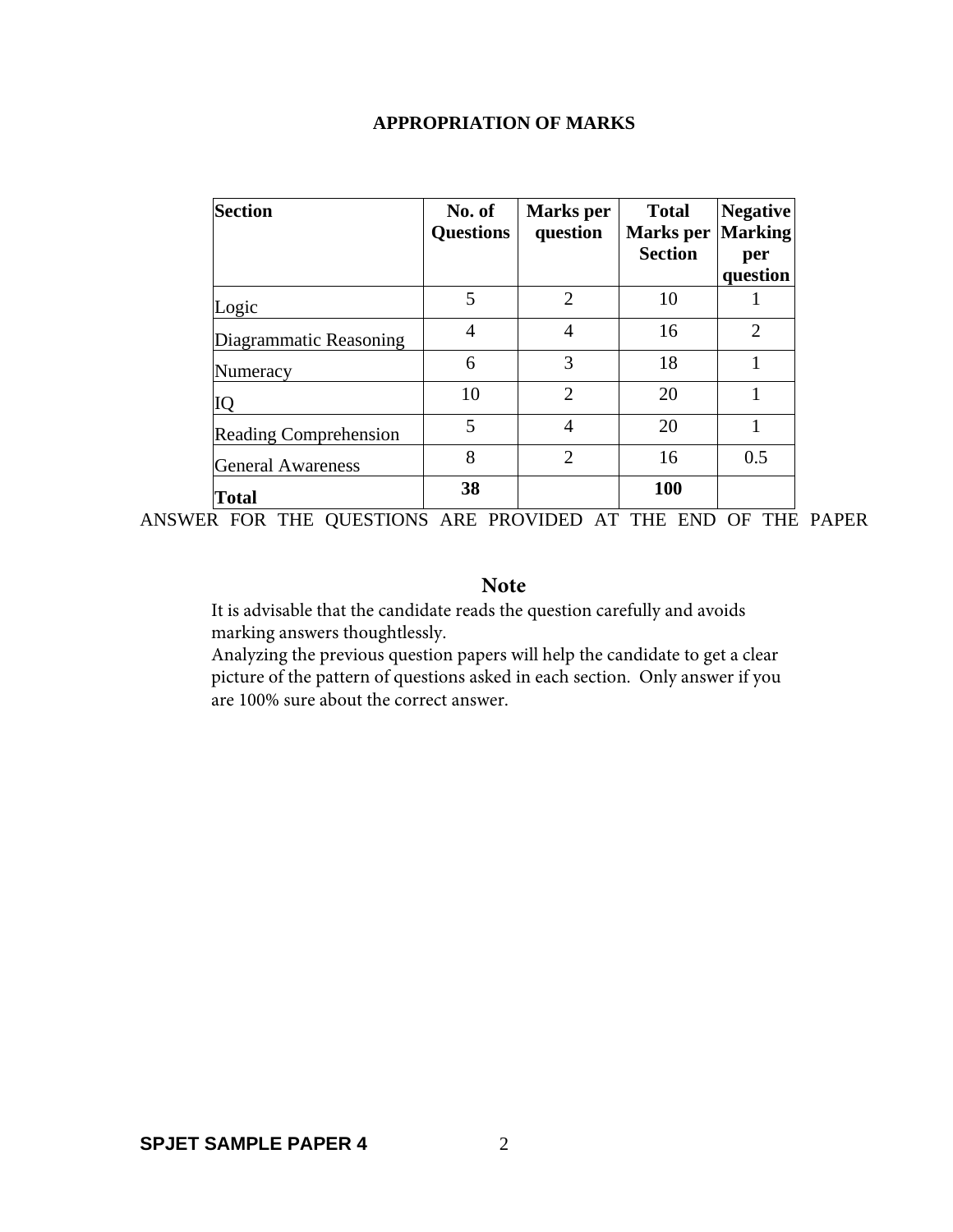## APPROPRIATION OF MARKS

| Section | No. of Questions | Marks per question | Total Marks per Section | Negative Marking per question |
|---|---|---|---|---|
| Logic | 5 | 2 | 10 | 1 |
| Diagrammatic Reasoning | 4 | 4 | 16 | 2 |
| Numeracy | 6 | 3 | 18 | 1 |
| IQ | 10 | 2 | 20 | 1 |
| Reading Comprehension | 5 | 4 | 20 | 1 |
| General Awareness | 8 | 2 | 16 | 0.5 |
| **Total** | **38** | | **100** | |

ANSWER FOR THE QUESTIONS ARE PROVIDED AT THE END OF THE PAPER

### Note

It is advisable that the candidate reads the question carefully and avoids marking answers thoughtlessly.
Analyzing the previous question papers will help the candidate to get a clear picture of the pattern of questions asked in each section. Only answer if you are 100% sure about the correct answer.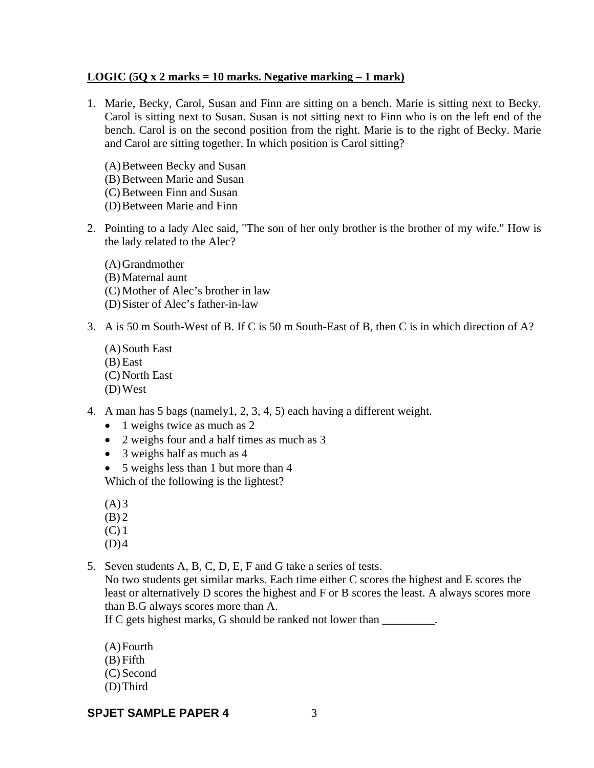**LOGIC (5Q x 2 marks = 10 marks. Negative marking – 1 mark)**

1. Marie, Becky, Carol, Susan and Finn are sitting on a bench. Marie is sitting next to Becky. Carol is sitting next to Susan. Susan is not sitting next to Finn who is on the left end of the bench. Carol is on the second position from the right. Marie is to the right of Becky. Marie and Carol are sitting together. In which position is Carol sitting?

   (A) Between Becky and Susan
   (B) Between Marie and Susan
   (C) Between Finn and Susan
   (D) Between Marie and Finn

2. Pointing to a lady Alec said, "The son of her only brother is the brother of my wife." How is the lady related to the Alec?

   (A) Grandmother
   (B) Maternal aunt
   (C) Mother of Alec's brother in law
   (D) Sister of Alec's father-in-law

3. A is 50 m South-West of B. If C is 50 m South-East of B, then C is in which direction of A?

   (A) South East
   (B) East
   (C) North East
   (D) West

4. A man has 5 bags (namely1, 2, 3, 4, 5) each having a different weight.
   - 1 weighs twice as much as 2
   - 2 weighs four and a half times as much as 3
   - 3 weighs half as much as 4
   - 5 weighs less than 1 but more than 4

   Which of the following is the lightest?

   (A) 3
   (B) 2
   (C) 1
   (D) 4

5. Seven students A, B, C, D, E, F and G take a series of tests.
   No two students get similar marks. Each time either C scores the highest and E scores the least or alternatively D scores the highest and F or B scores the least. A always scores more than B.G always scores more than A.
   If C gets highest marks, G should be ranked not lower than _________.

   (A) Fourth
   (B) Fifth
   (C) Second
   (D) Third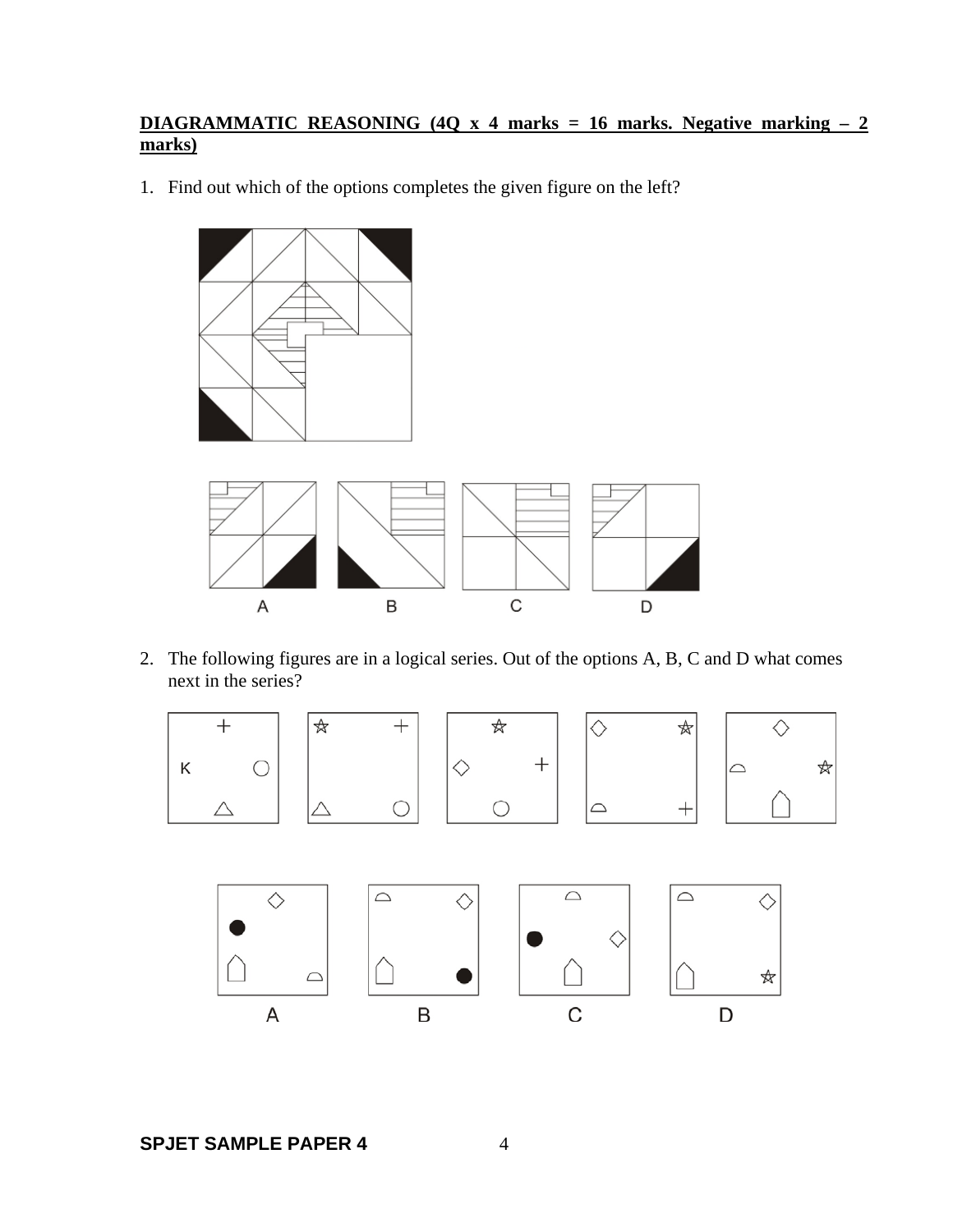**DIAGRAMMATIC REASONING (4Q x 4 marks = 16 marks. Negative marking – 2 marks)**

1. Find out which of the options completes the given figure on the left?

A B C D

2. The following figures are in a logical series. Out of the options A, B, C and D what comes next in the series?

A B C D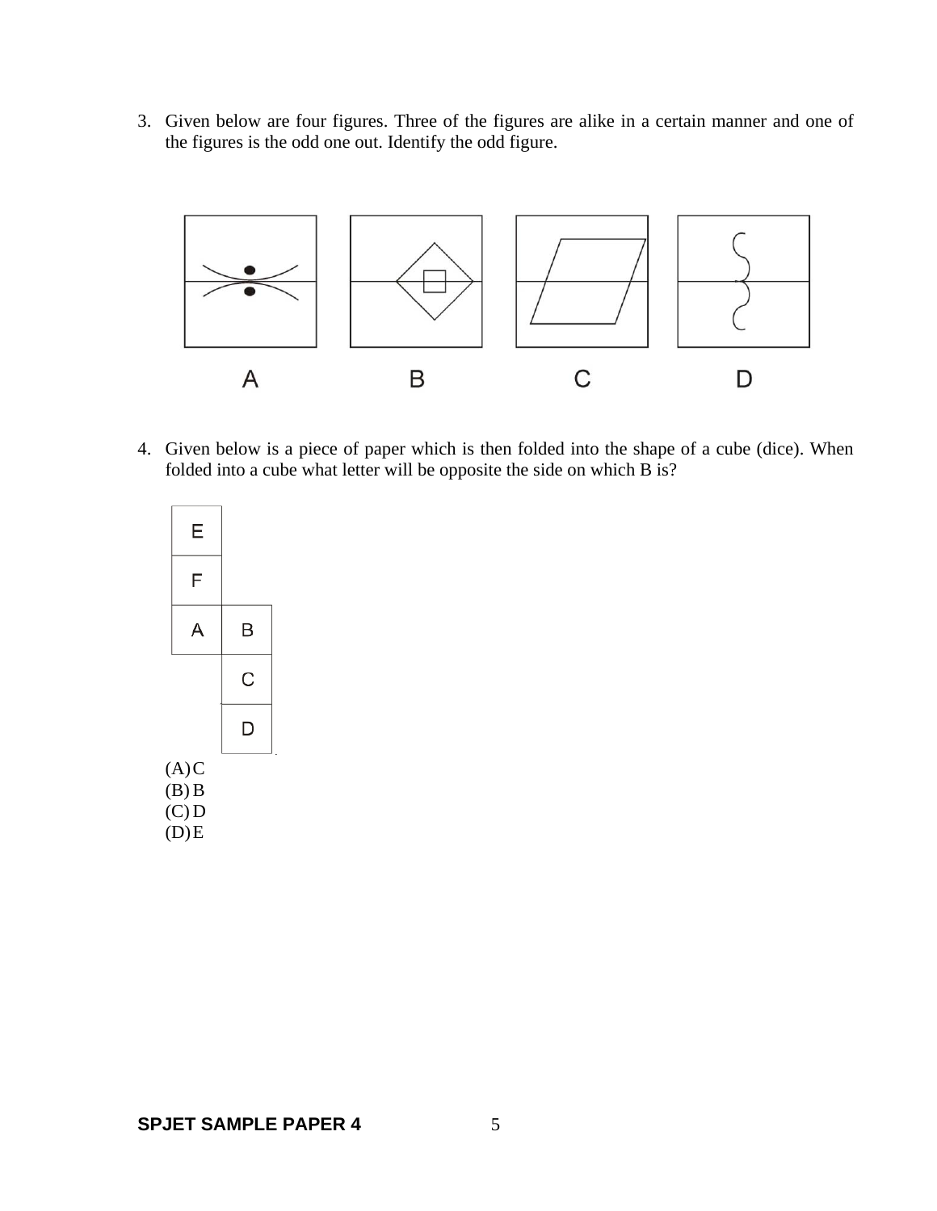3. Given below are four figures. Three of the figures are alike in a certain manner and one of the figures is the odd one out. Identify the odd figure.

A    B    C    D

4. Given below is a piece of paper which is then folded into the shape of a cube (dice). When folded into a cube what letter will be opposite the side on which B is?

| E | |
|---|---|
| F | |
| A | B |
| | C |
| | D |

(A) C
(B) B
(C) D
(D) E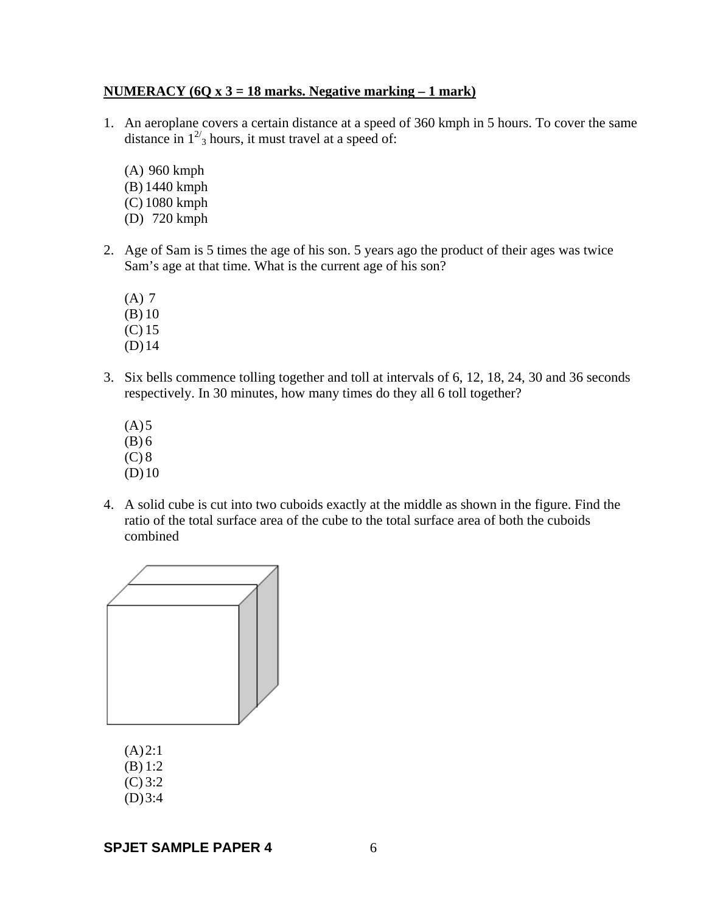**NUMERACY (6Q x 3 = 18 marks. Negative marking – 1 mark)**

1. An aeroplane covers a certain distance at a speed of 360 kmph in 5 hours. To cover the same distance in $1^{2/}{}_{3}$ hours, it must travel at a speed of:

   (A) 960 kmph
   (B) 1440 kmph
   (C) 1080 kmph
   (D) 720 kmph

2. Age of Sam is 5 times the age of his son. 5 years ago the product of their ages was twice Sam's age at that time. What is the current age of his son?

   (A) 7
   (B) 10
   (C) 15
   (D) 14

3. Six bells commence tolling together and toll at intervals of 6, 12, 18, 24, 30 and 36 seconds respectively. In 30 minutes, how many times do they all 6 toll together?

   (A) 5
   (B) 6
   (C) 8
   (D) 10

4. A solid cube is cut into two cuboids exactly at the middle as shown in the figure. Find the ratio of the total surface area of the cube to the total surface area of both the cuboids combined

   (A) 2:1
   (B) 1:2
   (C) 3:2
   (D) 3:4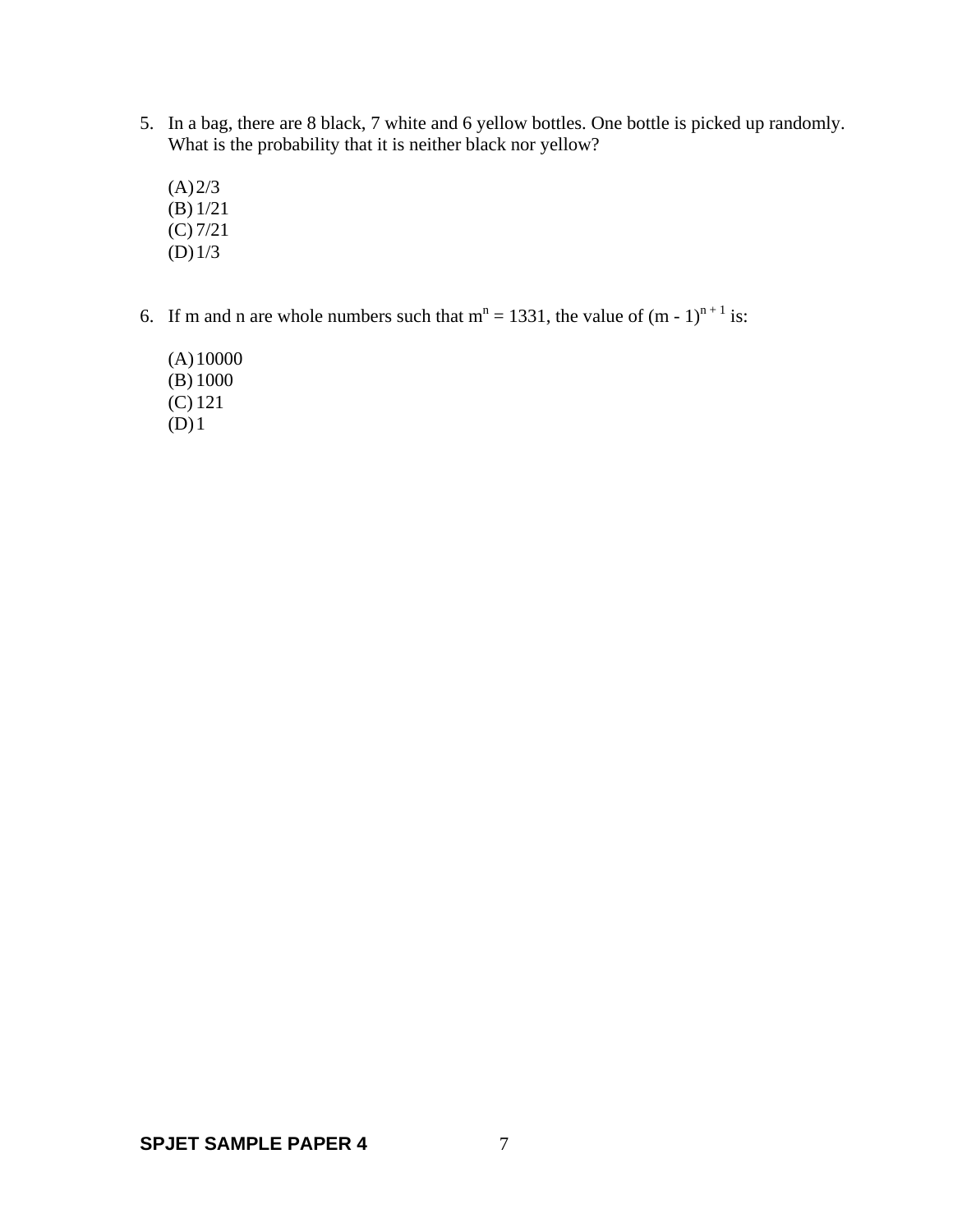5. In a bag, there are 8 black, 7 white and 6 yellow bottles. One bottle is picked up randomly. What is the probability that it is neither black nor yellow?

   (A) 2/3
   (B) 1/21
   (C) 7/21
   (D) 1/3

6. If m and n are whole numbers such that $m^n = 1331$, the value of $(m - 1)^{n + 1}$ is:

   (A) 10000
   (B) 1000
   (C) 121
   (D) 1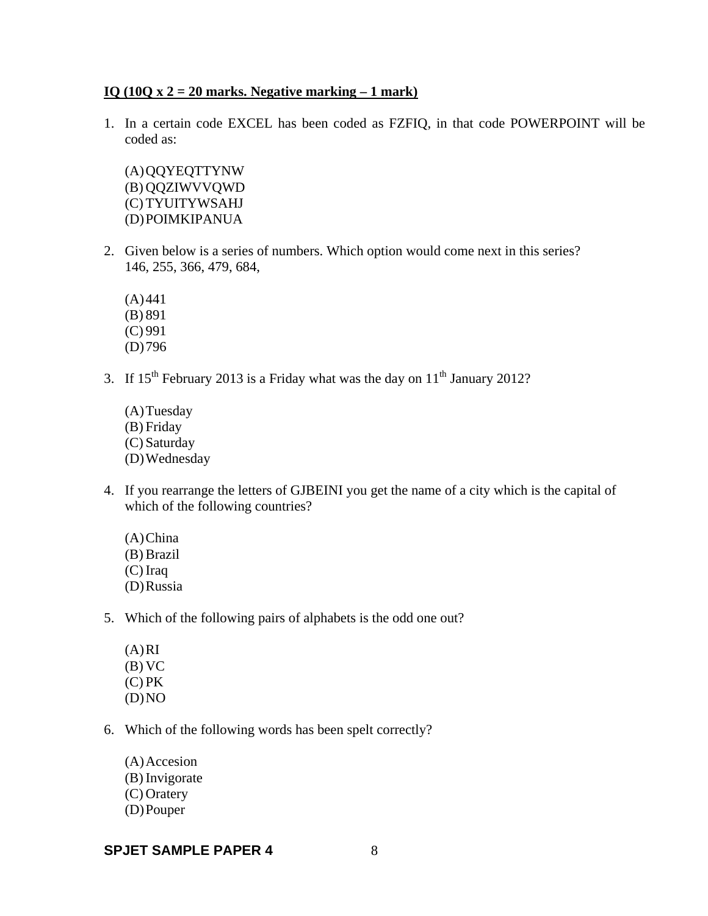**IQ (10Q x 2 = 20 marks. Negative marking – 1 mark)**

1. In a certain code EXCEL has been coded as FZFIQ, in that code POWERPOINT will be coded as:

   (A) QQYEQTTYNW
   (B) QQZIWVVQWD
   (C) TYUITYWSAHJ
   (D) POIMKIPANUA

2. Given below is a series of numbers. Which option would come next in this series?
   146, 255, 366, 479, 684,

   (A) 441
   (B) 891
   (C) 991
   (D) 796

3. If 15th February 2013 is a Friday what was the day on 11th January 2012?

   (A) Tuesday
   (B) Friday
   (C) Saturday
   (D) Wednesday

4. If you rearrange the letters of GJBEINI you get the name of a city which is the capital of which of the following countries?

   (A) China
   (B) Brazil
   (C) Iraq
   (D) Russia

5. Which of the following pairs of alphabets is the odd one out?

   (A) RI
   (B) VC
   (C) PK
   (D) NO

6. Which of the following words has been spelt correctly?

   (A) Accesion
   (B) Invigorate
   (C) Oratery
   (D) Pouper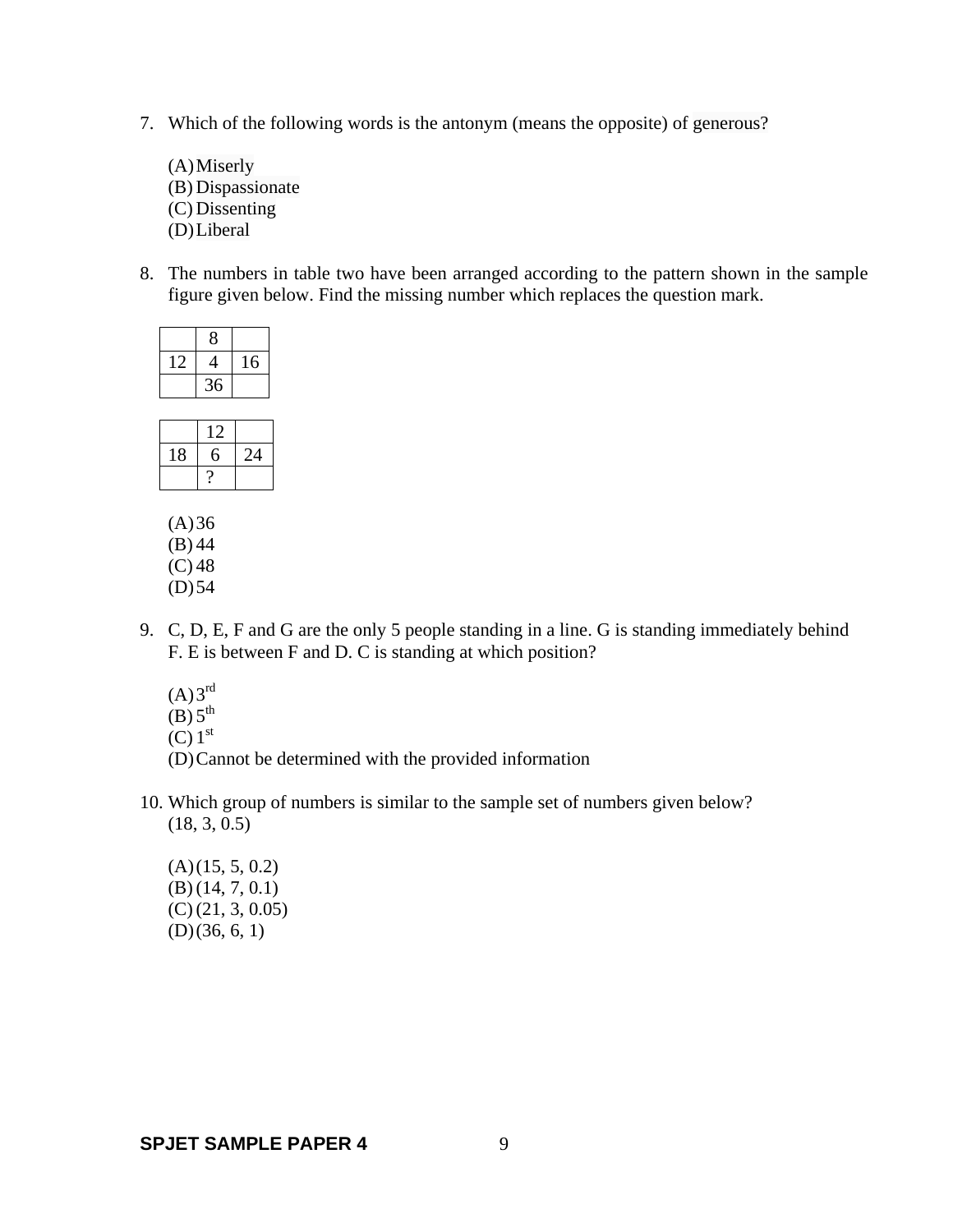7. Which of the following words is the antonym (means the opposite) of generous?

   (A) Miserly
   (B) Dispassionate
   (C) Dissenting
   (D) Liberal

8. The numbers in table two have been arranged according to the pattern shown in the sample figure given below. Find the missing number which replaces the question mark.

|  |  |  |
|---|---|---|
|  | 8 |  |
| 12 | 4 | 16 |
|  | 36 |  |

|  |  |  |
|---|---|---|
|  | 12 |  |
| 18 | 6 | 24 |
|  | ? |  |

   (A) 36
   (B) 44
   (C) 48
   (D) 54

9. C, D, E, F and G are the only 5 people standing in a line. G is standing immediately behind F. E is between F and D. C is standing at which position?

   (A) 3rd
   (B) 5th
   (C) 1st
   (D) Cannot be determined with the provided information

10. Which group of numbers is similar to the sample set of numbers given below?
    (18, 3, 0.5)

    (A) (15, 5, 0.2)
    (B) (14, 7, 0.1)
    (C) (21, 3, 0.05)
    (D) (36, 6, 1)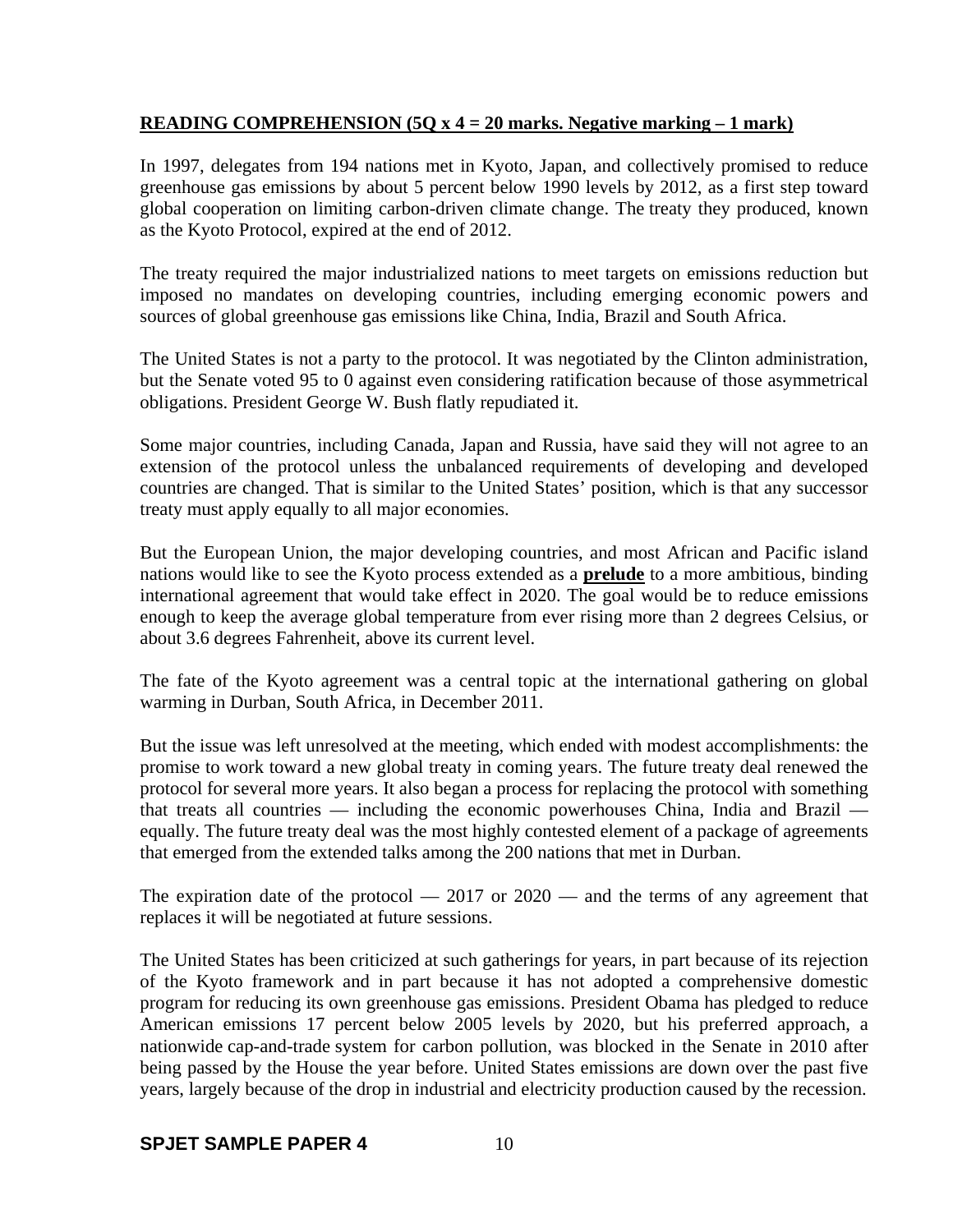**READING COMPREHENSION (5Q x 4 = 20 marks. Negative marking – 1 mark)**

In 1997, delegates from 194 nations met in Kyoto, Japan, and collectively promised to reduce greenhouse gas emissions by about 5 percent below 1990 levels by 2012, as a first step toward global cooperation on limiting carbon-driven climate change. The treaty they produced, known as the Kyoto Protocol, expired at the end of 2012.

The treaty required the major industrialized nations to meet targets on emissions reduction but imposed no mandates on developing countries, including emerging economic powers and sources of global greenhouse gas emissions like China, India, Brazil and South Africa.

The United States is not a party to the protocol. It was negotiated by the Clinton administration, but the Senate voted 95 to 0 against even considering ratification because of those asymmetrical obligations. President George W. Bush flatly repudiated it.

Some major countries, including Canada, Japan and Russia, have said they will not agree to an extension of the protocol unless the unbalanced requirements of developing and developed countries are changed. That is similar to the United States' position, which is that any successor treaty must apply equally to all major economies.

But the European Union, the major developing countries, and most African and Pacific island nations would like to see the Kyoto process extended as a **prelude** to a more ambitious, binding international agreement that would take effect in 2020. The goal would be to reduce emissions enough to keep the average global temperature from ever rising more than 2 degrees Celsius, or about 3.6 degrees Fahrenheit, above its current level.

The fate of the Kyoto agreement was a central topic at the international gathering on global warming in Durban, South Africa, in December 2011.

But the issue was left unresolved at the meeting, which ended with modest accomplishments: the promise to work toward a new global treaty in coming years. The future treaty deal renewed the protocol for several more years. It also began a process for replacing the protocol with something that treats all countries — including the economic powerhouses China, India and Brazil — equally. The future treaty deal was the most highly contested element of a package of agreements that emerged from the extended talks among the 200 nations that met in Durban.

The expiration date of the protocol — 2017 or 2020 — and the terms of any agreement that replaces it will be negotiated at future sessions.

The United States has been criticized at such gatherings for years, in part because of its rejection of the Kyoto framework and in part because it has not adopted a comprehensive domestic program for reducing its own greenhouse gas emissions. President Obama has pledged to reduce American emissions 17 percent below 2005 levels by 2020, but his preferred approach, a nationwide cap-and-trade system for carbon pollution, was blocked in the Senate in 2010 after being passed by the House the year before. United States emissions are down over the past five years, largely because of the drop in industrial and electricity production caused by the recession.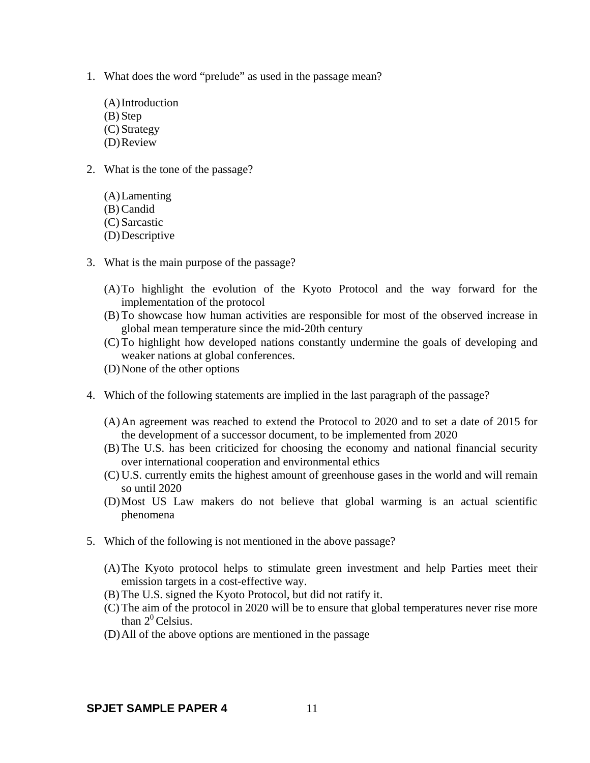1. What does the word "prelude" as used in the passage mean?

   (A) Introduction
   (B) Step
   (C) Strategy
   (D) Review

2. What is the tone of the passage?

   (A) Lamenting
   (B) Candid
   (C) Sarcastic
   (D) Descriptive

3. What is the main purpose of the passage?

   (A) To highlight the evolution of the Kyoto Protocol and the way forward for the implementation of the protocol
   (B) To showcase how human activities are responsible for most of the observed increase in global mean temperature since the mid-20th century
   (C) To highlight how developed nations constantly undermine the goals of developing and weaker nations at global conferences.
   (D) None of the other options

4. Which of the following statements are implied in the last paragraph of the passage?

   (A) An agreement was reached to extend the Protocol to 2020 and to set a date of 2015 for the development of a successor document, to be implemented from 2020
   (B) The U.S. has been criticized for choosing the economy and national financial security over international cooperation and environmental ethics
   (C) U.S. currently emits the highest amount of greenhouse gases in the world and will remain so until 2020
   (D) Most US Law makers do not believe that global warming is an actual scientific phenomena

5. Which of the following is not mentioned in the above passage?

   (A) The Kyoto protocol helps to stimulate green investment and help Parties meet their emission targets in a cost-effective way.
   (B) The U.S. signed the Kyoto Protocol, but did not ratify it.
   (C) The aim of the protocol in 2020 will be to ensure that global temperatures never rise more than $2^0$ Celsius.
   (D) All of the above options are mentioned in the passage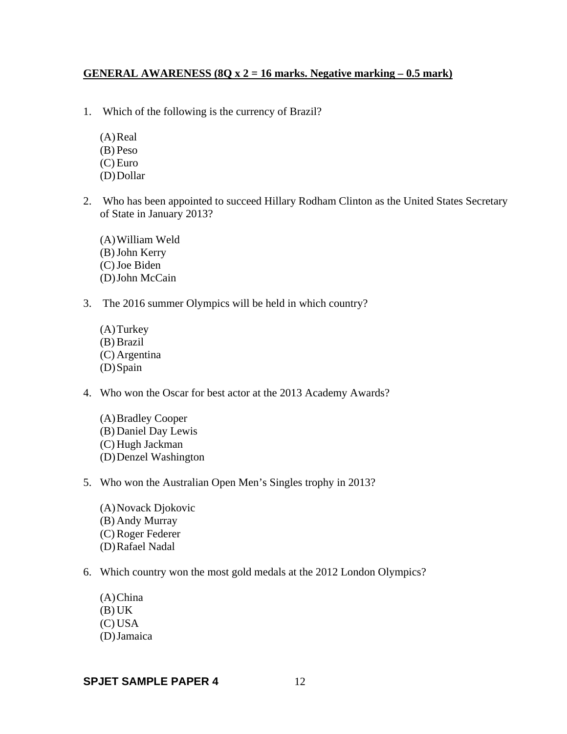**GENERAL AWARENESS (8Q x 2 = 16 marks. Negative marking – 0.5 mark)**

1. Which of the following is the currency of Brazil?

   (A) Real
   (B) Peso
   (C) Euro
   (D) Dollar

2. Who has been appointed to succeed Hillary Rodham Clinton as the United States Secretary of State in January 2013?

   (A) William Weld
   (B) John Kerry
   (C) Joe Biden
   (D) John McCain

3. The 2016 summer Olympics will be held in which country?

   (A) Turkey
   (B) Brazil
   (C) Argentina
   (D) Spain

4. Who won the Oscar for best actor at the 2013 Academy Awards?

   (A) Bradley Cooper
   (B) Daniel Day Lewis
   (C) Hugh Jackman
   (D) Denzel Washington

5. Who won the Australian Open Men's Singles trophy in 2013?

   (A) Novack Djokovic
   (B) Andy Murray
   (C) Roger Federer
   (D) Rafael Nadal

6. Which country won the most gold medals at the 2012 London Olympics?

   (A) China
   (B) UK
   (C) USA
   (D) Jamaica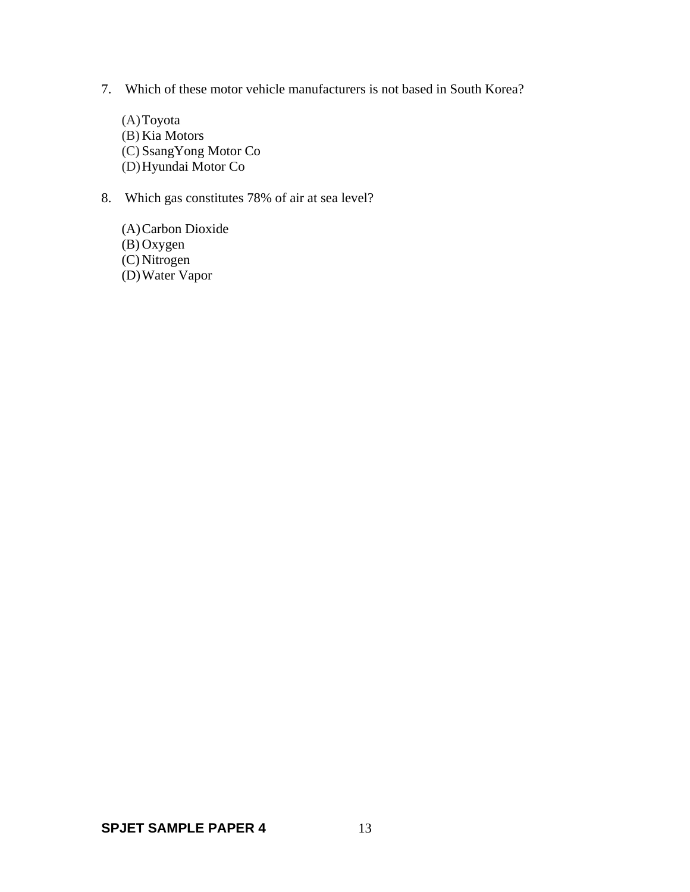7. Which of these motor vehicle manufacturers is not based in South Korea?

   (A) Toyota
   (B) Kia Motors
   (C) SsangYong Motor Co
   (D) Hyundai Motor Co

8. Which gas constitutes 78% of air at sea level?

   (A) Carbon Dioxide
   (B) Oxygen
   (C) Nitrogen
   (D) Water Vapor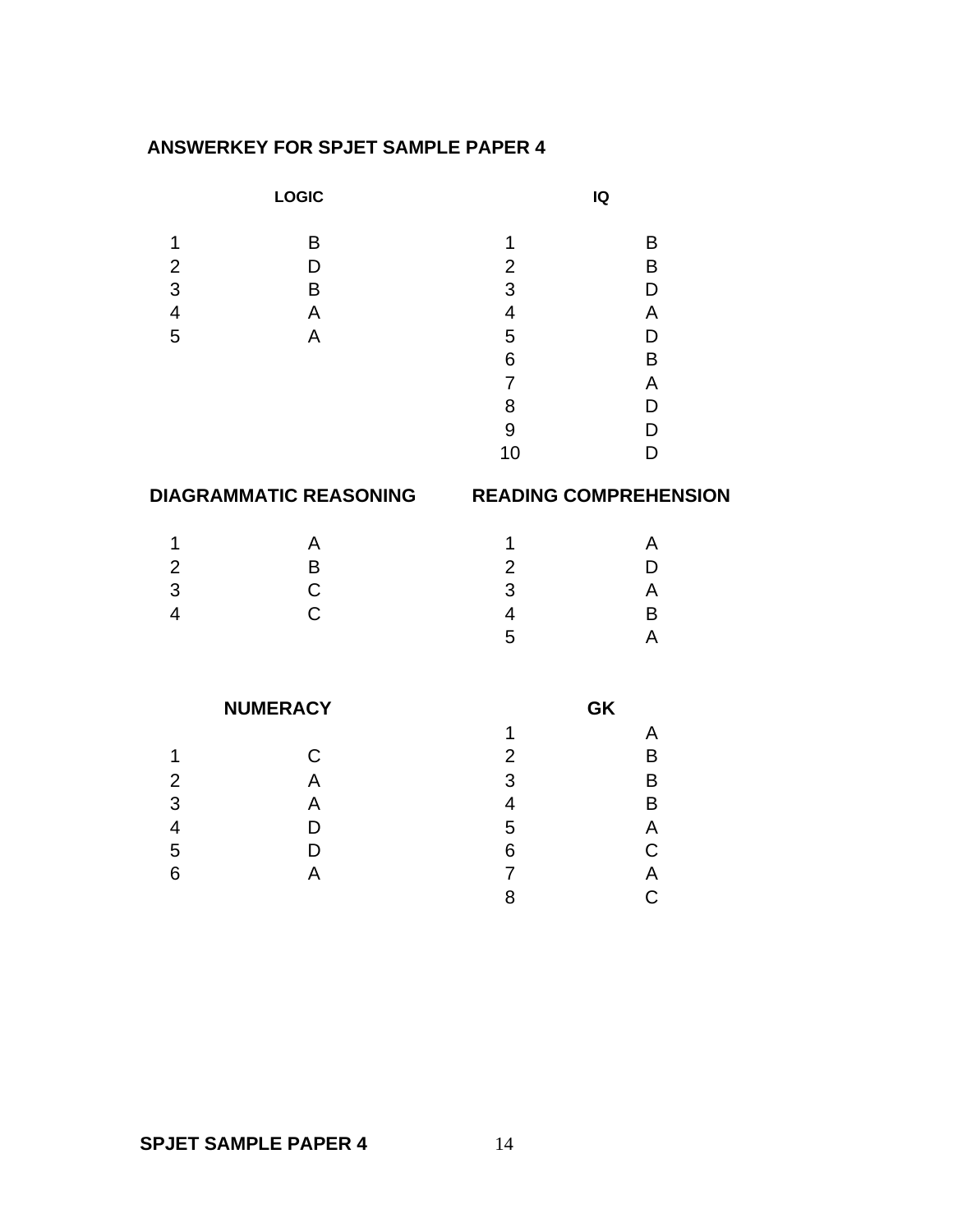## ANSWERKEY FOR SPJET SAMPLE PAPER 4

### LOGIC

| | |
|---|---|
| 1 | B |
| 2 | D |
| 3 | B |
| 4 | A |
| 5 | A |

### IQ

| | |
|---|---|
| 1 | B |
| 2 | B |
| 3 | D |
| 4 | A |
| 5 | D |
| 6 | B |
| 7 | A |
| 8 | D |
| 9 | D |
| 10 | D |

### DIAGRAMMATIC REASONING

| | |
|---|---|
| 1 | A |
| 2 | B |
| 3 | C |
| 4 | C |

### READING COMPREHENSION

| | |
|---|---|
| 1 | A |
| 2 | D |
| 3 | A |
| 4 | B |
| 5 | A |

### NUMERACY

| | |
|---|---|
| 1 | C |
| 2 | A |
| 3 | A |
| 4 | D |
| 5 | D |
| 6 | A |

### GK

| | |
|---|---|
| 1 | A |
| 2 | B |
| 3 | B |
| 4 | B |
| 5 | A |
| 6 | C |
| 7 | A |
| 8 | C |